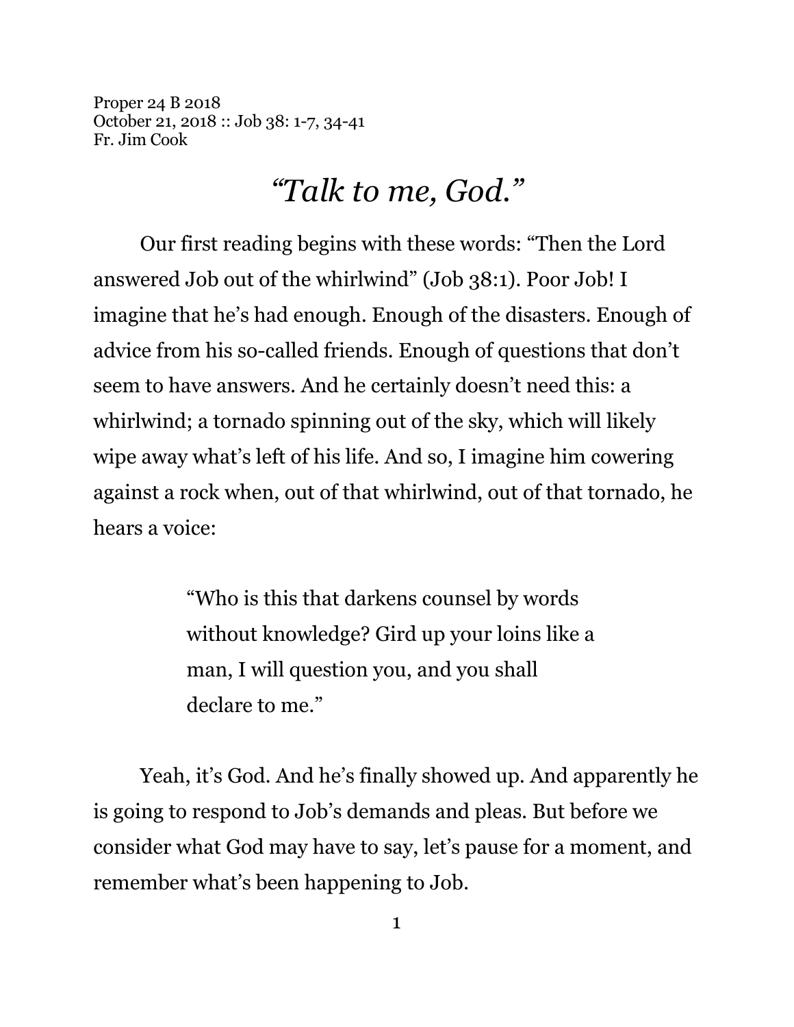Proper 24 B 2018
October 21, 2018 :: Job 38: 1-7, 34-41
Fr. Jim Cook

# *"Talk to me, God."*

Our first reading begins with these words: "Then the Lord answered Job out of the whirlwind" (Job 38:1). Poor Job! I imagine that he's had enough. Enough of the disasters. Enough of advice from his so-called friends. Enough of questions that don't seem to have answers. And he certainly doesn't need this: a whirlwind; a tornado spinning out of the sky, which will likely wipe away what's left of his life. And so, I imagine him cowering against a rock when, out of that whirlwind, out of that tornado, he hears a voice:

> "Who is this that darkens counsel by words without knowledge? Gird up your loins like a man, I will question you, and you shall declare to me."

Yeah, it's God. And he's finally showed up. And apparently he is going to respond to Job's demands and pleas. But before we consider what God may have to say, let's pause for a moment, and remember what's been happening to Job.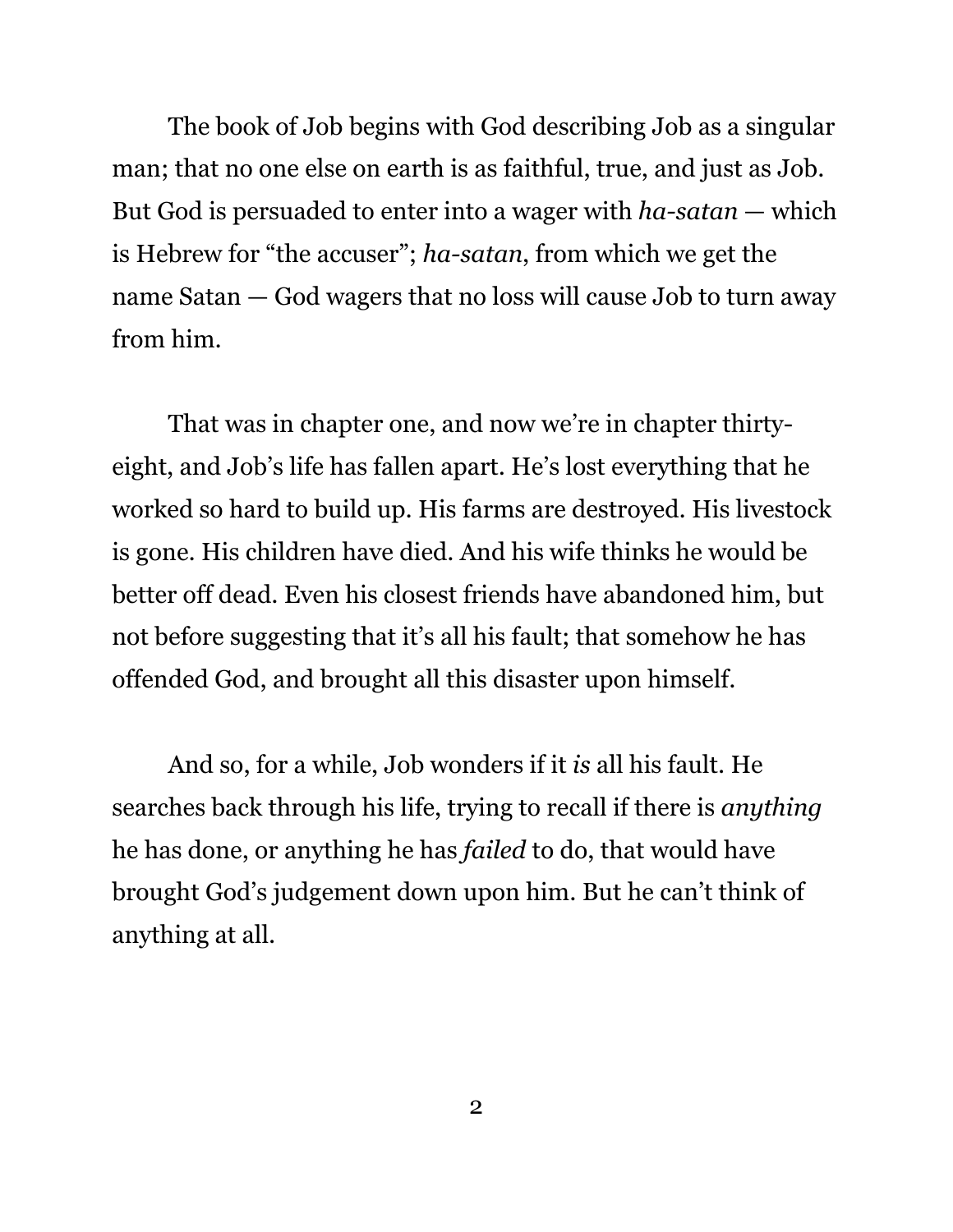The book of Job begins with God describing Job as a singular man; that no one else on earth is as faithful, true, and just as Job. But God is persuaded to enter into a wager with *ha-satan* — which is Hebrew for "the accuser"; *ha-satan*, from which we get the name Satan — God wagers that no loss will cause Job to turn away from him.

That was in chapter one, and now we're in chapter thirty-eight, and Job's life has fallen apart. He's lost everything that he worked so hard to build up. His farms are destroyed. His livestock is gone. His children have died. And his wife thinks he would be better off dead. Even his closest friends have abandoned him, but not before suggesting that it's all his fault; that somehow he has offended God, and brought all this disaster upon himself.

And so, for a while, Job wonders if it *is* all his fault. He searches back through his life, trying to recall if there is *anything* he has done, or anything he has *failed* to do, that would have brought God's judgement down upon him. But he can't think of anything at all.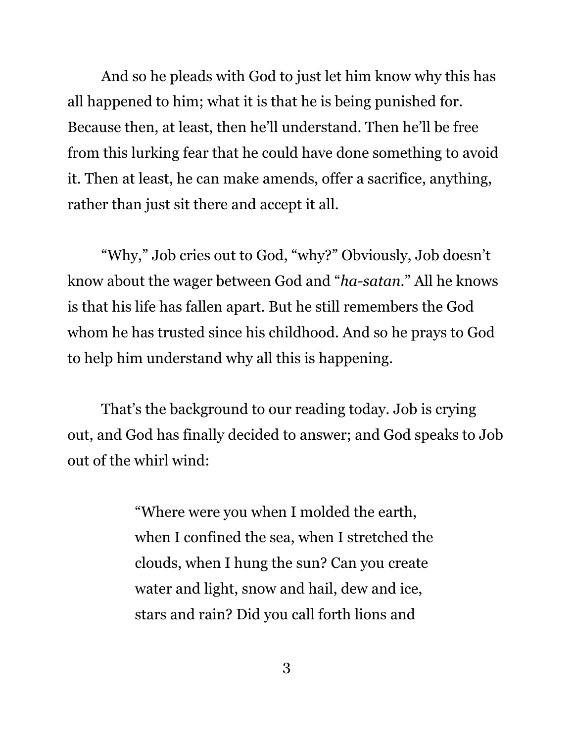And so he pleads with God to just let him know why this has all happened to him; what it is that he is being punished for. Because then, at least, then he'll understand. Then he'll be free from this lurking fear that he could have done something to avoid it. Then at least, he can make amends, offer a sacrifice, anything, rather than just sit there and accept it all.

"Why," Job cries out to God, "why?" Obviously, Job doesn't know about the wager between God and "*ha-satan.*" All he knows is that his life has fallen apart. But he still remembers the God whom he has trusted since his childhood. And so he prays to God to help him understand why all this is happening.

That's the background to our reading today. Job is crying out, and God has finally decided to answer; and God speaks to Job out of the whirl wind:

> "Where were you when I molded the earth, when I confined the sea, when I stretched the clouds, when I hung the sun? Can you create water and light, snow and hail, dew and ice, stars and rain? Did you call forth lions and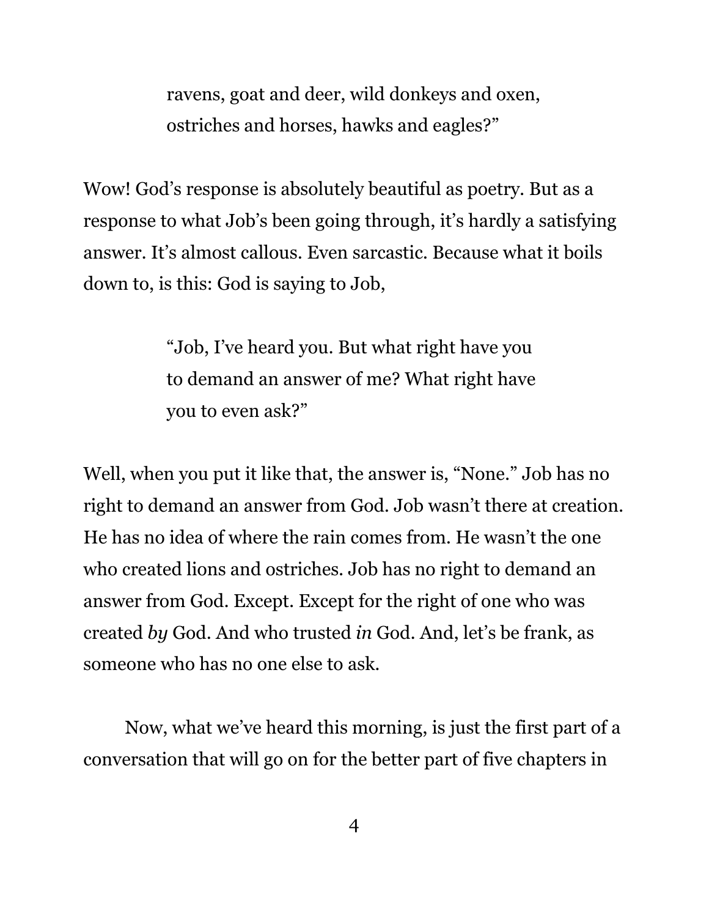> ravens, goat and deer, wild donkeys and oxen,
> ostriches and horses, hawks and eagles?"

Wow! God's response is absolutely beautiful as poetry. But as a response to what Job's been going through, it's hardly a satisfying answer. It's almost callous. Even sarcastic. Because what it boils down to, is this: God is saying to Job,

> "Job, I've heard you. But what right have you to demand an answer of me? What right have you to even ask?"

Well, when you put it like that, the answer is, "None." Job has no right to demand an answer from God. Job wasn't there at creation. He has no idea of where the rain comes from. He wasn't the one who created lions and ostriches. Job has no right to demand an answer from God. Except. Except for the right of one who was created *by* God. And who trusted *in* God. And, let's be frank, as someone who has no one else to ask.

Now, what we've heard this morning, is just the first part of a conversation that will go on for the better part of five chapters in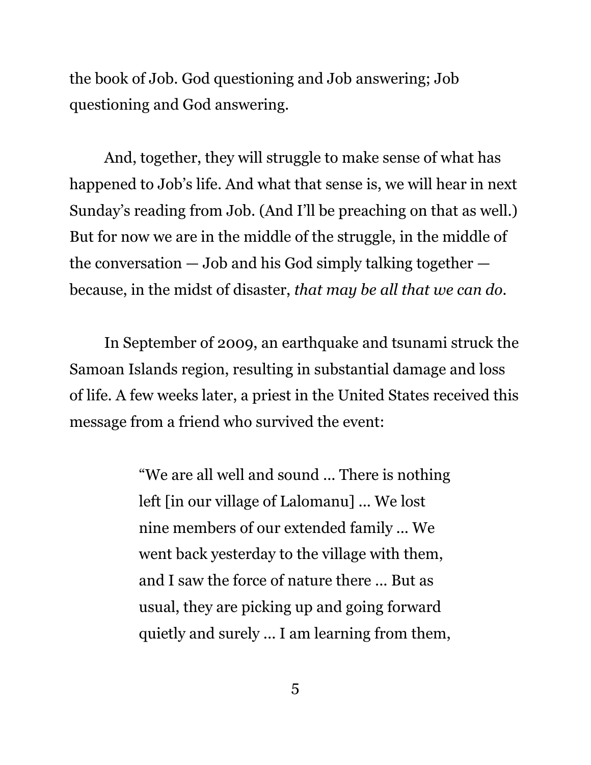the book of Job. God questioning and Job answering; Job questioning and God answering.

And, together, they will struggle to make sense of what has happened to Job's life. And what that sense is, we will hear in next Sunday's reading from Job. (And I'll be preaching on that as well.) But for now we are in the middle of the struggle, in the middle of the conversation — Job and his God simply talking together — because, in the midst of disaster, *that may be all that we can do.*

In September of 2009, an earthquake and tsunami struck the Samoan Islands region, resulting in substantial damage and loss of life. A few weeks later, a priest in the United States received this message from a friend who survived the event:

> "We are all well and sound ... There is nothing left [in our village of Lalomanu] ... We lost nine members of our extended family ... We went back yesterday to the village with them, and I saw the force of nature there ... But as usual, they are picking up and going forward quietly and surely ... I am learning from them,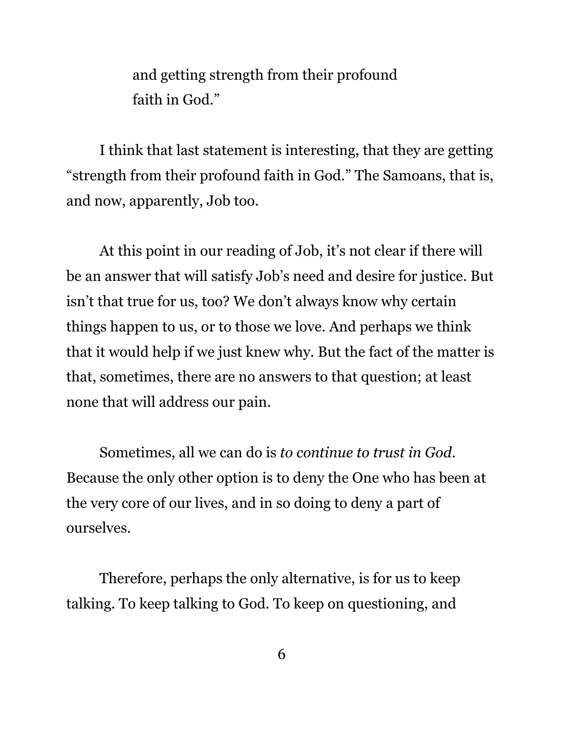> and getting strength from their profound
> faith in God."

I think that last statement is interesting, that they are getting "strength from their profound faith in God." The Samoans, that is, and now, apparently, Job too.

At this point in our reading of Job, it's not clear if there will be an answer that will satisfy Job's need and desire for justice. But isn't that true for us, too? We don't always know why certain things happen to us, or to those we love. And perhaps we think that it would help if we just knew why. But the fact of the matter is that, sometimes, there are no answers to that question; at least none that will address our pain.

Sometimes, all we can do is *to continue to trust in God*. Because the only other option is to deny the One who has been at the very core of our lives, and in so doing to deny a part of ourselves.

Therefore, perhaps the only alternative, is for us to keep talking. To keep talking to God. To keep on questioning, and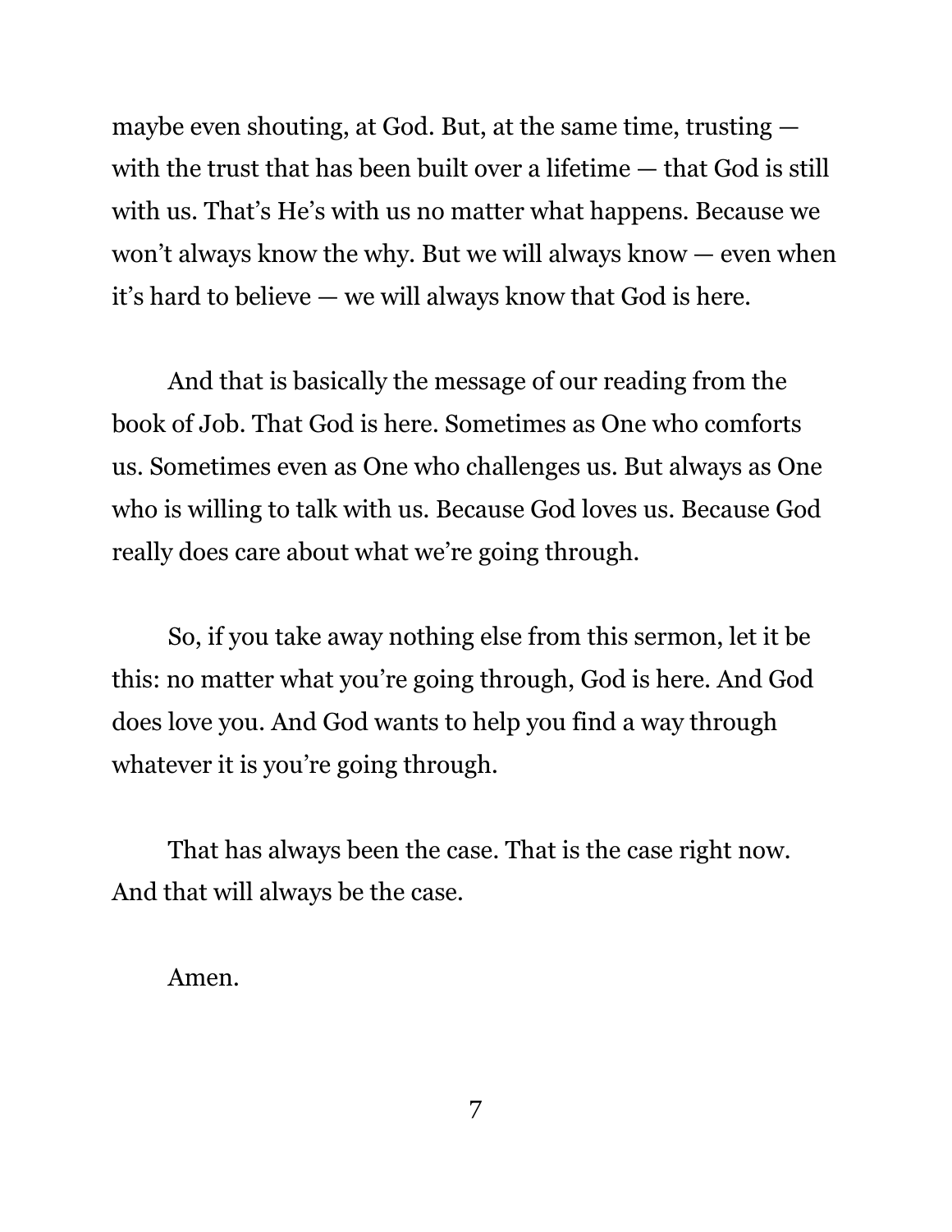maybe even shouting, at God. But, at the same time, trusting — with the trust that has been built over a lifetime — that God is still with us. That's He's with us no matter what happens. Because we won't always know the why. But we will always know — even when it's hard to believe — we will always know that God is here.

And that is basically the message of our reading from the book of Job. That God is here. Sometimes as One who comforts us. Sometimes even as One who challenges us. But always as One who is willing to talk with us. Because God loves us. Because God really does care about what we're going through.

So, if you take away nothing else from this sermon, let it be this: no matter what you're going through, God is here. And God does love you. And God wants to help you find a way through whatever it is you're going through.

That has always been the case. That is the case right now. And that will always be the case.

Amen.